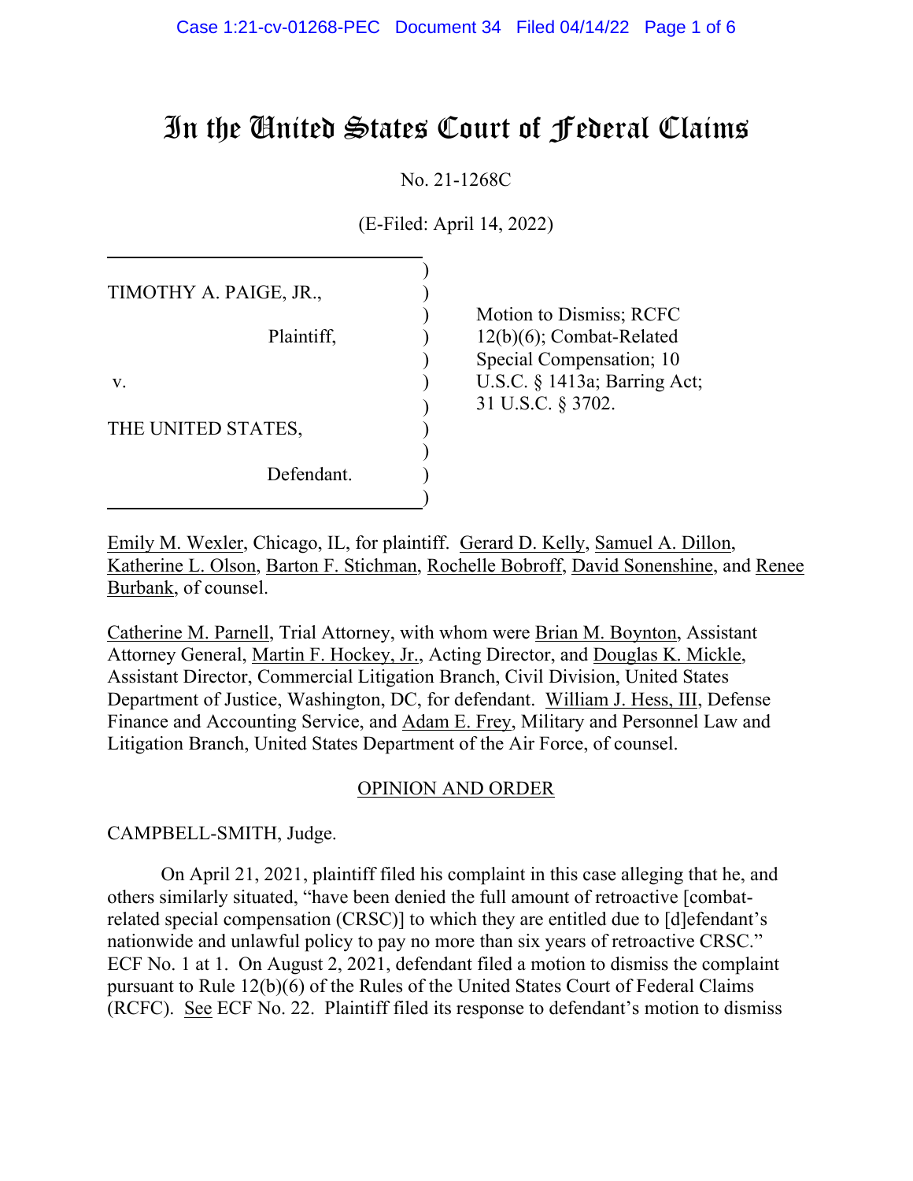# In the United States Court of Federal Claims

No. 21-1268C

(E-Filed: April 14, 2022)

| | |
|---|---|
| TIMOTHY A. PAIGE, JR., Plaintiff, v. THE UNITED STATES, Defendant. | Motion to Dismiss; RCFC 12(b)(6); Combat-Related Special Compensation; 10 U.S.C. § 1413a; Barring Act; 31 U.S.C. § 3702. |

Emily M. Wexler, Chicago, IL, for plaintiff. Gerard D. Kelly, Samuel A. Dillon, Katherine L. Olson, Barton F. Stichman, Rochelle Bobroff, David Sonenshine, and Renee Burbank, of counsel.

Catherine M. Parnell, Trial Attorney, with whom were Brian M. Boynton, Assistant Attorney General, Martin F. Hockey, Jr., Acting Director, and Douglas K. Mickle, Assistant Director, Commercial Litigation Branch, Civil Division, United States Department of Justice, Washington, DC, for defendant. William J. Hess, III, Defense Finance and Accounting Service, and Adam E. Frey, Military and Personnel Law and Litigation Branch, United States Department of the Air Force, of counsel.

## OPINION AND ORDER

CAMPBELL-SMITH, Judge.

On April 21, 2021, plaintiff filed his complaint in this case alleging that he, and others similarly situated, "have been denied the full amount of retroactive [combat-related special compensation (CRSC)] to which they are entitled due to [d]efendant's nationwide and unlawful policy to pay no more than six years of retroactive CRSC." ECF No. 1 at 1. On August 2, 2021, defendant filed a motion to dismiss the complaint pursuant to Rule 12(b)(6) of the Rules of the United States Court of Federal Claims (RCFC). See ECF No. 22. Plaintiff filed its response to defendant's motion to dismiss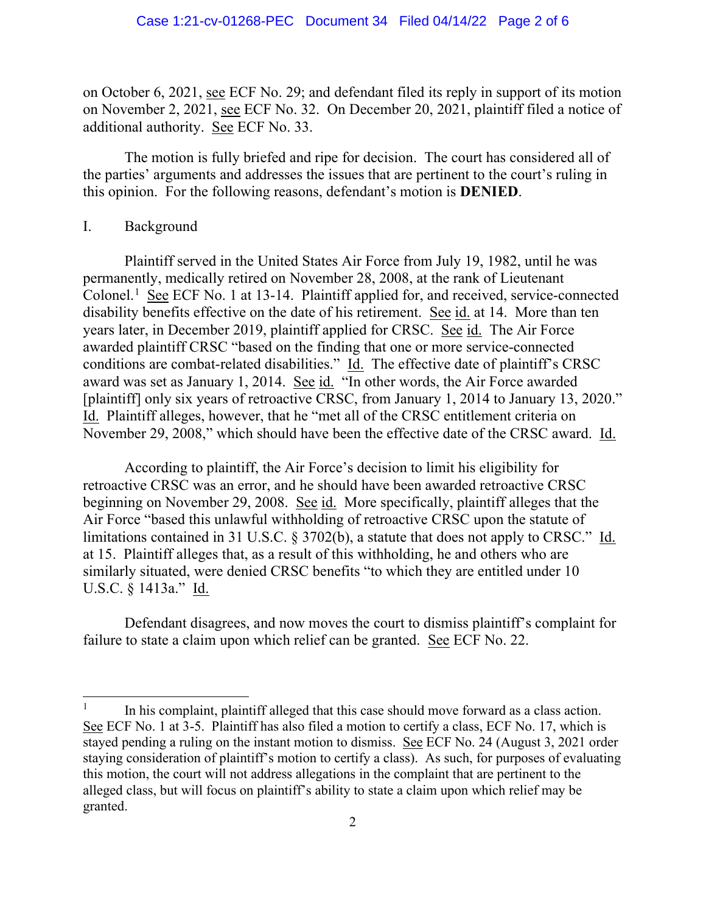on October 6, 2021, see ECF No. 29; and defendant filed its reply in support of its motion on November 2, 2021, see ECF No. 32. On December 20, 2021, plaintiff filed a notice of additional authority. See ECF No. 33.

The motion is fully briefed and ripe for decision. The court has considered all of the parties' arguments and addresses the issues that are pertinent to the court's ruling in this opinion. For the following reasons, defendant's motion is **DENIED**.

## I. Background

Plaintiff served in the United States Air Force from July 19, 1982, until he was permanently, medically retired on November 28, 2008, at the rank of Lieutenant Colonel.[1] See ECF No. 1 at 13-14. Plaintiff applied for, and received, service-connected disability benefits effective on the date of his retirement. See id. at 14. More than ten years later, in December 2019, plaintiff applied for CRSC. See id. The Air Force awarded plaintiff CRSC "based on the finding that one or more service-connected conditions are combat-related disabilities." Id. The effective date of plaintiff's CRSC award was set as January 1, 2014. See id. "In other words, the Air Force awarded [plaintiff] only six years of retroactive CRSC, from January 1, 2014 to January 13, 2020." Id. Plaintiff alleges, however, that he "met all of the CRSC entitlement criteria on November 29, 2008," which should have been the effective date of the CRSC award. Id.

According to plaintiff, the Air Force's decision to limit his eligibility for retroactive CRSC was an error, and he should have been awarded retroactive CRSC beginning on November 29, 2008. See id. More specifically, plaintiff alleges that the Air Force "based this unlawful withholding of retroactive CRSC upon the statute of limitations contained in 31 U.S.C. § 3702(b), a statute that does not apply to CRSC." Id. at 15. Plaintiff alleges that, as a result of this withholding, he and others who are similarly situated, were denied CRSC benefits "to which they are entitled under 10 U.S.C. § 1413a." Id.

Defendant disagrees, and now moves the court to dismiss plaintiff's complaint for failure to state a claim upon which relief can be granted. See ECF No. 22.

---

[1] In his complaint, plaintiff alleged that this case should move forward as a class action. See ECF No. 1 at 3-5. Plaintiff has also filed a motion to certify a class, ECF No. 17, which is stayed pending a ruling on the instant motion to dismiss. See ECF No. 24 (August 3, 2021 order staying consideration of plaintiff's motion to certify a class). As such, for purposes of evaluating this motion, the court will not address allegations in the complaint that are pertinent to the alleged class, but will focus on plaintiff's ability to state a claim upon which relief may be granted.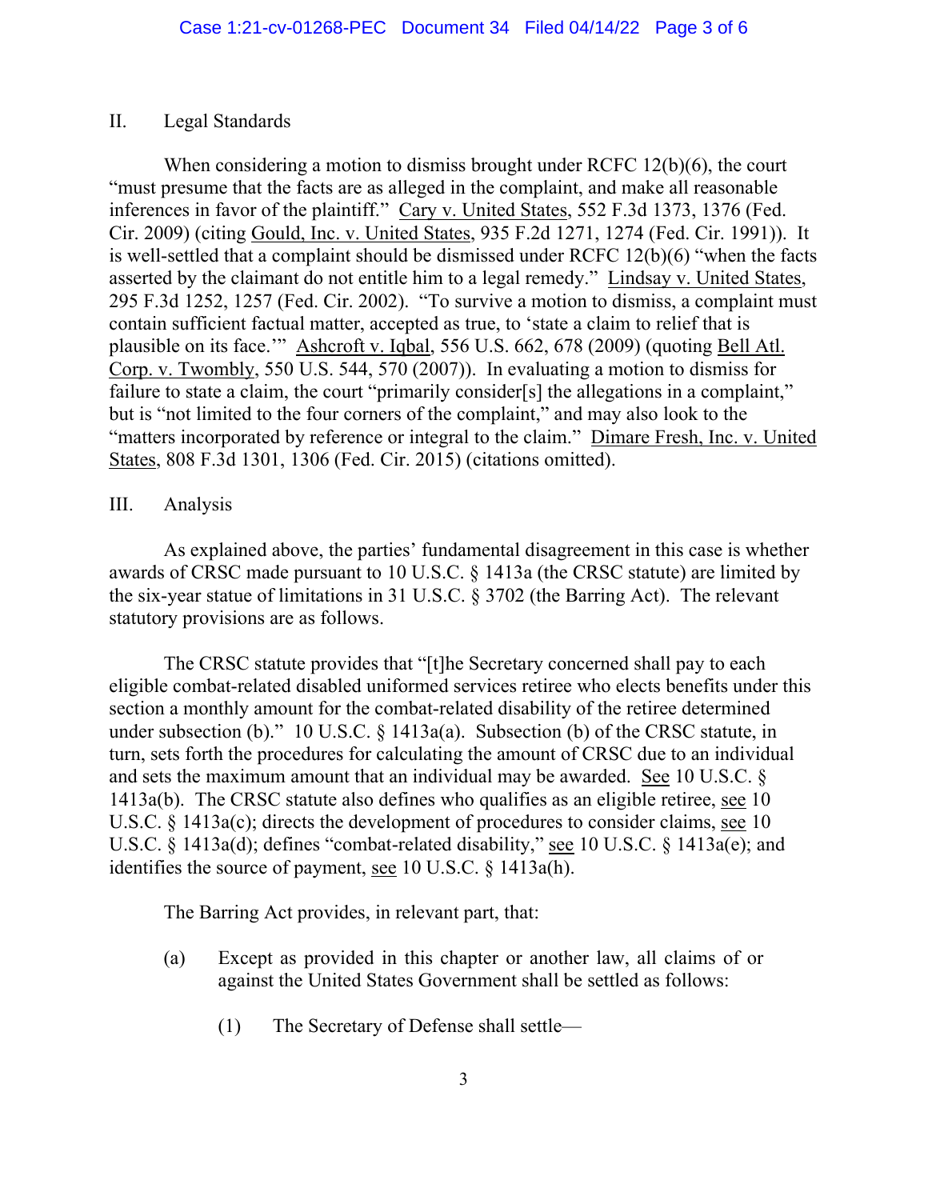## II. Legal Standards

When considering a motion to dismiss brought under RCFC 12(b)(6), the court "must presume that the facts are as alleged in the complaint, and make all reasonable inferences in favor of the plaintiff." Cary v. United States, 552 F.3d 1373, 1376 (Fed. Cir. 2009) (citing Gould, Inc. v. United States, 935 F.2d 1271, 1274 (Fed. Cir. 1991)). It is well-settled that a complaint should be dismissed under RCFC 12(b)(6) "when the facts asserted by the claimant do not entitle him to a legal remedy." Lindsay v. United States, 295 F.3d 1252, 1257 (Fed. Cir. 2002). "To survive a motion to dismiss, a complaint must contain sufficient factual matter, accepted as true, to 'state a claim to relief that is plausible on its face.'" Ashcroft v. Iqbal, 556 U.S. 662, 678 (2009) (quoting Bell Atl. Corp. v. Twombly, 550 U.S. 544, 570 (2007)). In evaluating a motion to dismiss for failure to state a claim, the court "primarily consider[s] the allegations in a complaint," but is "not limited to the four corners of the complaint," and may also look to the "matters incorporated by reference or integral to the claim." Dimare Fresh, Inc. v. United States, 808 F.3d 1301, 1306 (Fed. Cir. 2015) (citations omitted).

## III. Analysis

As explained above, the parties' fundamental disagreement in this case is whether awards of CRSC made pursuant to 10 U.S.C. § 1413a (the CRSC statute) are limited by the six-year statue of limitations in 31 U.S.C. § 3702 (the Barring Act). The relevant statutory provisions are as follows.

The CRSC statute provides that "[t]he Secretary concerned shall pay to each eligible combat-related disabled uniformed services retiree who elects benefits under this section a monthly amount for the combat-related disability of the retiree determined under subsection (b)." 10 U.S.C. § 1413a(a). Subsection (b) of the CRSC statute, in turn, sets forth the procedures for calculating the amount of CRSC due to an individual and sets the maximum amount that an individual may be awarded. See 10 U.S.C. § 1413a(b). The CRSC statute also defines who qualifies as an eligible retiree, see 10 U.S.C. § 1413a(c); directs the development of procedures to consider claims, see 10 U.S.C. § 1413a(d); defines "combat-related disability," see 10 U.S.C. § 1413a(e); and identifies the source of payment, see 10 U.S.C. § 1413a(h).

The Barring Act provides, in relevant part, that:

> (a) Except as provided in this chapter or another law, all claims of or against the United States Government shall be settled as follows:
>
> > (1) The Secretary of Defense shall settle—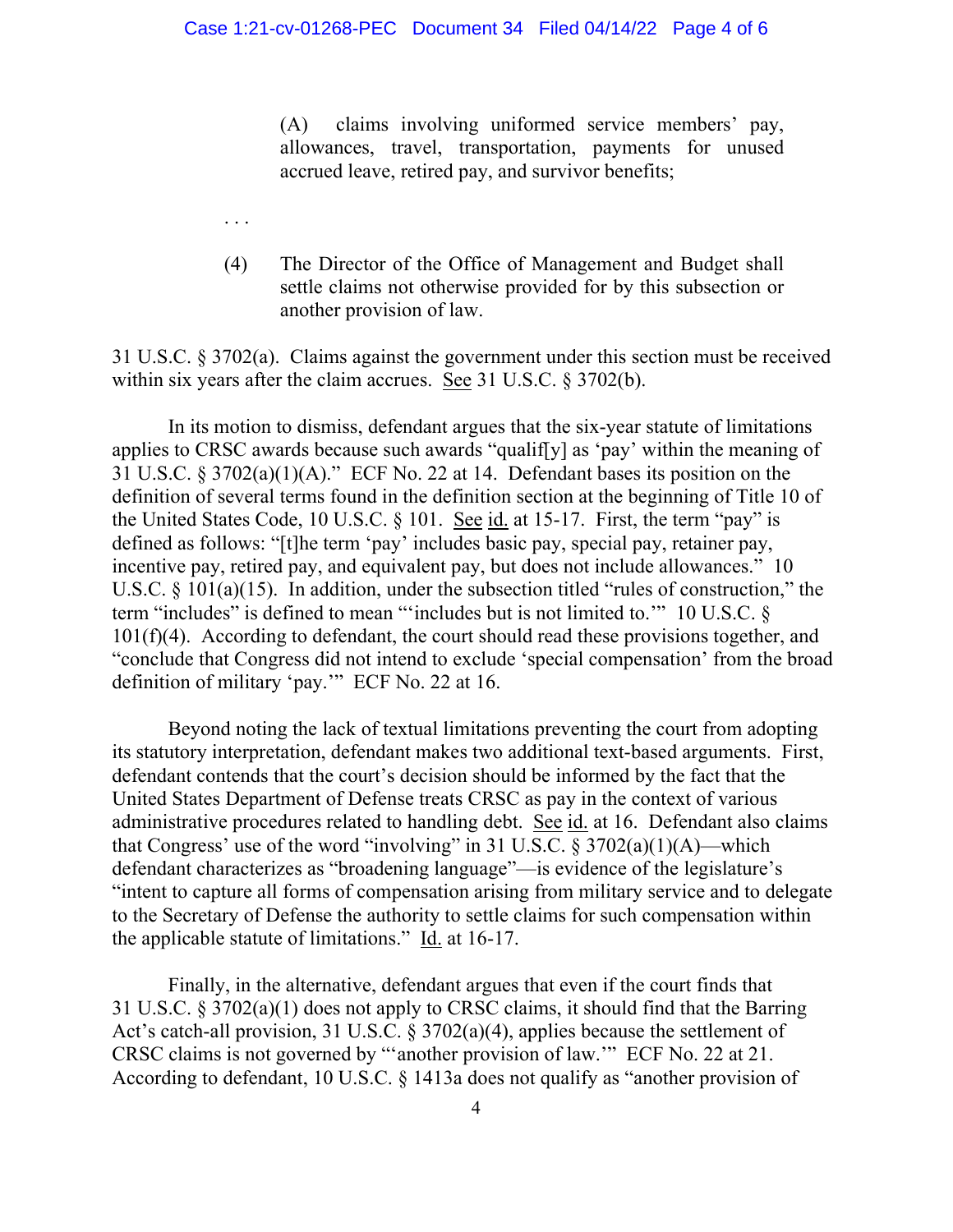> (A) claims involving uniformed service members' pay, allowances, travel, transportation, payments for unused accrued leave, retired pay, and survivor benefits;

. . .

> (4) The Director of the Office of Management and Budget shall settle claims not otherwise provided for by this subsection or another provision of law.

31 U.S.C. § 3702(a). Claims against the government under this section must be received within six years after the claim accrues. See 31 U.S.C. § 3702(b).

In its motion to dismiss, defendant argues that the six-year statute of limitations applies to CRSC awards because such awards "qualif[y] as 'pay' within the meaning of 31 U.S.C. § 3702(a)(1)(A)." ECF No. 22 at 14. Defendant bases its position on the definition of several terms found in the definition section at the beginning of Title 10 of the United States Code, 10 U.S.C. § 101. See id. at 15-17. First, the term "pay" is defined as follows: "[t]he term 'pay' includes basic pay, special pay, retainer pay, incentive pay, retired pay, and equivalent pay, but does not include allowances." 10 U.S.C. § 101(a)(15). In addition, under the subsection titled "rules of construction," the term "includes" is defined to mean "'includes but is not limited to.'" 10 U.S.C. § 101(f)(4). According to defendant, the court should read these provisions together, and "conclude that Congress did not intend to exclude 'special compensation' from the broad definition of military 'pay.'" ECF No. 22 at 16.

Beyond noting the lack of textual limitations preventing the court from adopting its statutory interpretation, defendant makes two additional text-based arguments. First, defendant contends that the court's decision should be informed by the fact that the United States Department of Defense treats CRSC as pay in the context of various administrative procedures related to handling debt. See id. at 16. Defendant also claims that Congress' use of the word "involving" in 31 U.S.C. § 3702(a)(1)(A)—which defendant characterizes as "broadening language"—is evidence of the legislature's "intent to capture all forms of compensation arising from military service and to delegate to the Secretary of Defense the authority to settle claims for such compensation within the applicable statute of limitations." Id. at 16-17.

Finally, in the alternative, defendant argues that even if the court finds that 31 U.S.C. § 3702(a)(1) does not apply to CRSC claims, it should find that the Barring Act's catch-all provision, 31 U.S.C. § 3702(a)(4), applies because the settlement of CRSC claims is not governed by "'another provision of law.'" ECF No. 22 at 21. According to defendant, 10 U.S.C. § 1413a does not qualify as "another provision of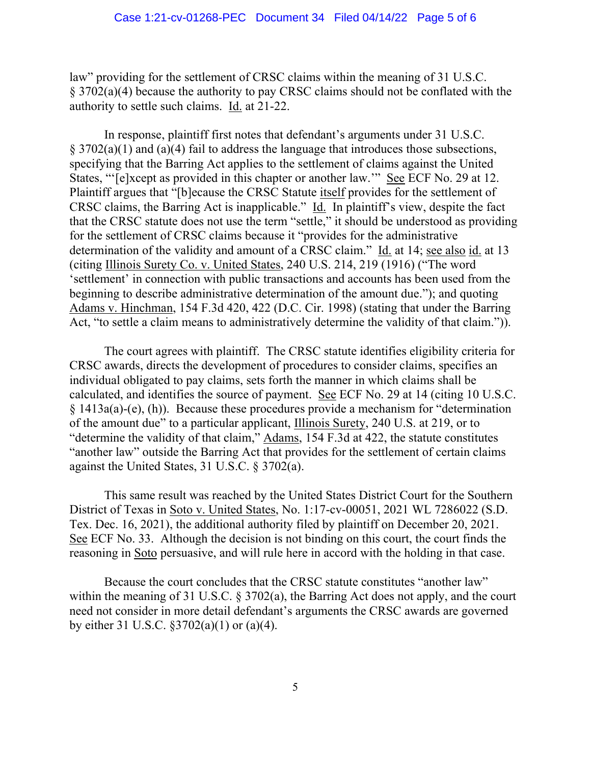law" providing for the settlement of CRSC claims within the meaning of 31 U.S.C. § 3702(a)(4) because the authority to pay CRSC claims should not be conflated with the authority to settle such claims. Id. at 21-22.

In response, plaintiff first notes that defendant's arguments under 31 U.S.C. § 3702(a)(1) and (a)(4) fail to address the language that introduces those subsections, specifying that the Barring Act applies to the settlement of claims against the United States, "'[e]xcept as provided in this chapter or another law.'" See ECF No. 29 at 12. Plaintiff argues that "[b]ecause the CRSC Statute itself provides for the settlement of CRSC claims, the Barring Act is inapplicable." Id. In plaintiff's view, despite the fact that the CRSC statute does not use the term "settle," it should be understood as providing for the settlement of CRSC claims because it "provides for the administrative determination of the validity and amount of a CRSC claim." Id. at 14; see also id. at 13 (citing Illinois Surety Co. v. United States, 240 U.S. 214, 219 (1916) ("The word 'settlement' in connection with public transactions and accounts has been used from the beginning to describe administrative determination of the amount due."); and quoting Adams v. Hinchman, 154 F.3d 420, 422 (D.C. Cir. 1998) (stating that under the Barring Act, "to settle a claim means to administratively determine the validity of that claim.")).

The court agrees with plaintiff. The CRSC statute identifies eligibility criteria for CRSC awards, directs the development of procedures to consider claims, specifies an individual obligated to pay claims, sets forth the manner in which claims shall be calculated, and identifies the source of payment. See ECF No. 29 at 14 (citing 10 U.S.C. § 1413a(a)-(e), (h)). Because these procedures provide a mechanism for "determination of the amount due" to a particular applicant, Illinois Surety, 240 U.S. at 219, or to "determine the validity of that claim," Adams, 154 F.3d at 422, the statute constitutes "another law" outside the Barring Act that provides for the settlement of certain claims against the United States, 31 U.S.C. § 3702(a).

This same result was reached by the United States District Court for the Southern District of Texas in Soto v. United States, No. 1:17-cv-00051, 2021 WL 7286022 (S.D. Tex. Dec. 16, 2021), the additional authority filed by plaintiff on December 20, 2021. See ECF No. 33. Although the decision is not binding on this court, the court finds the reasoning in Soto persuasive, and will rule here in accord with the holding in that case.

Because the court concludes that the CRSC statute constitutes "another law" within the meaning of 31 U.S.C. § 3702(a), the Barring Act does not apply, and the court need not consider in more detail defendant's arguments the CRSC awards are governed by either 31 U.S.C. §3702(a)(1) or (a)(4).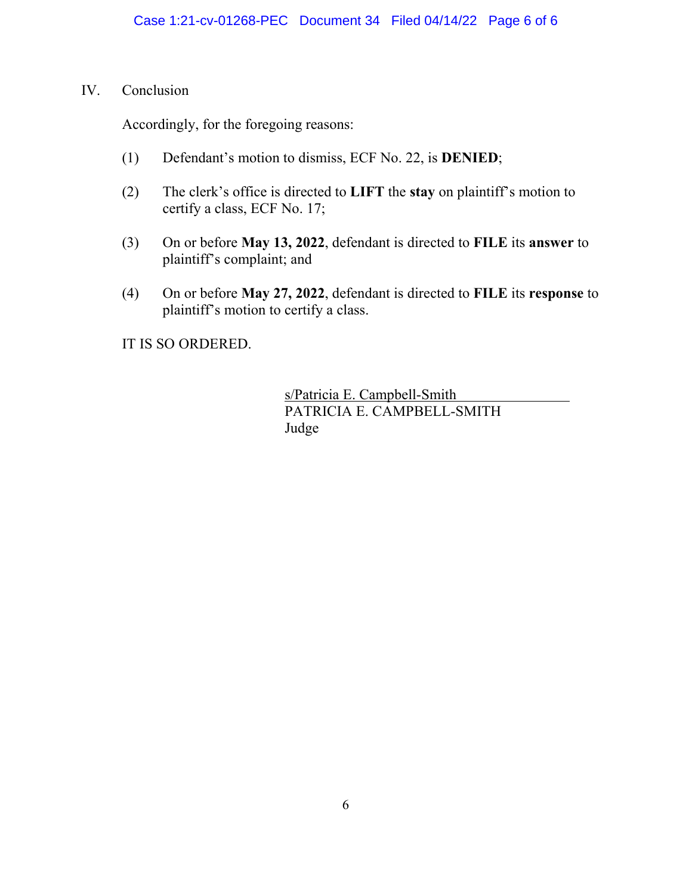## IV. Conclusion

Accordingly, for the foregoing reasons:

(1) Defendant's motion to dismiss, ECF No. 22, is **DENIED**;

(2) The clerk's office is directed to **LIFT** the **stay** on plaintiff's motion to certify a class, ECF No. 17;

(3) On or before **May 13, 2022**, defendant is directed to **FILE** its **answer** to plaintiff's complaint; and

(4) On or before **May 27, 2022**, defendant is directed to **FILE** its **response** to plaintiff's motion to certify a class.

IT IS SO ORDERED.

s/Patricia E. Campbell-Smith
PATRICIA E. CAMPBELL-SMITH
Judge